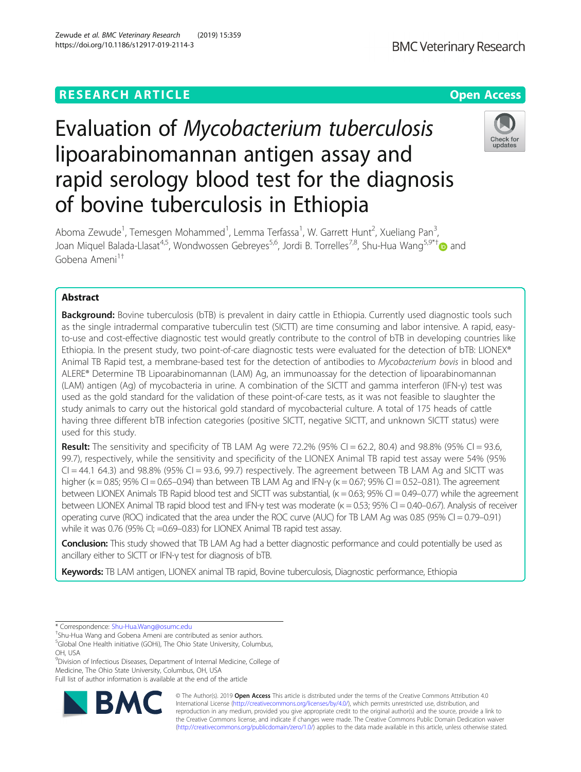RESEARCH ARTICLE

Open Access

# Evaluation of *Mycobacterium tuberculosis* lipoarabinomannan antigen assay and rapid serology blood test for the diagnosis of bovine tuberculosis in Ethiopia

Aboma Zewude[1], Temesgen Mohammed[1], Lemma Terfassa[1], W. Garrett Hunt[2], Xueliang Pan[3], Joan Miquel Balada-Llasat[4,5], Wondwossen Gebreyes[5,6], Jordi B. Torrelles[7,8], Shu-Hua Wang[5,9*†] and Gobena Ameni[1†]

## Abstract

**Background:** Bovine tuberculosis (bTB) is prevalent in dairy cattle in Ethiopia. Currently used diagnostic tools such as the single intradermal comparative tuberculin test (SICTT) are time consuming and labor intensive. A rapid, easy-to-use and cost-effective diagnostic test would greatly contribute to the control of bTB in developing countries like Ethiopia. In the present study, two point-of-care diagnostic tests were evaluated for the detection of bTB: LIONEX® Animal TB Rapid test, a membrane-based test for the detection of antibodies to *Mycobacterium bovis* in blood and ALERE® Determine TB Lipoarabinomannan (LAM) Ag, an immunoassay for the detection of lipoarabinomannan (LAM) antigen (Ag) of mycobacteria in urine. A combination of the SICTT and gamma interferon (IFN-γ) test was used as the gold standard for the validation of these point-of-care tests, as it was not feasible to slaughter the study animals to carry out the historical gold standard of mycobacterial culture. A total of 175 heads of cattle having three different bTB infection categories (positive SICTT, negative SICTT, and unknown SICTT status) were used for this study.

**Result:** The sensitivity and specificity of TB LAM Ag were 72.2% (95% CI = 62.2, 80.4) and 98.8% (95% CI = 93.6, 99.7), respectively, while the sensitivity and specificity of the LIONEX Animal TB rapid test assay were 54% (95% CI = 44.1 64.3) and 98.8% (95% CI = 93.6, 99.7) respectively. The agreement between TB LAM Ag and SICTT was higher (κ = 0.85; 95% CI = 0.65–0.94) than between TB LAM Ag and IFN-γ (κ = 0.67; 95% CI = 0.52–0.81). The agreement between LIONEX Animals TB Rapid test and SICTT was substantial, (κ = 0.63; 95% CI = 0.49–0.77) while the agreement between LIONEX Animal TB rapid blood test and IFN-γ test was moderate (κ = 0.53; 95% CI = 0.40–0.67). Analysis of receiver operating curve (ROC) indicated that the area under the ROC curve (AUC) for TB LAM Ag was 0.85 (95% CI = 0.79–0.91) while it was 0.76 (95% CI; =0.69–0.83) for LIONEX Animal TB rapid test assay.

**Conclusion:** This study showed that TB LAM Ag had a better diagnostic performance and could potentially be used as ancillary either to SICTT or IFN-γ test for diagnosis of bTB.

**Keywords:** TB LAM antigen, LIONEX animal TB rapid, Bovine tuberculosis, Diagnostic performance, Ethiopia

---

* Correspondence: Shu-Hua.Wang@osumc.edu
†Shu-Hua Wang and Gobena Ameni are contributed as senior authors.
[5]Global One Health initiative (GOHi), The Ohio State University, Columbus, OH, USA
[9]Division of Infectious Diseases, Department of Internal Medicine, College of Medicine, The Ohio State University, Columbus, OH, USA
Full list of author information is available at the end of the article

© The Author(s). 2019 **Open Access** This article is distributed under the terms of the Creative Commons Attribution 4.0 International License (http://creativecommons.org/licenses/by/4.0/), which permits unrestricted use, distribution, and reproduction in any medium, provided you give appropriate credit to the original author(s) and the source, provide a link to the Creative Commons license, and indicate if changes were made. The Creative Commons Public Domain Dedication waiver (http://creativecommons.org/publicdomain/zero/1.0/) applies to the data made available in this article, unless otherwise stated.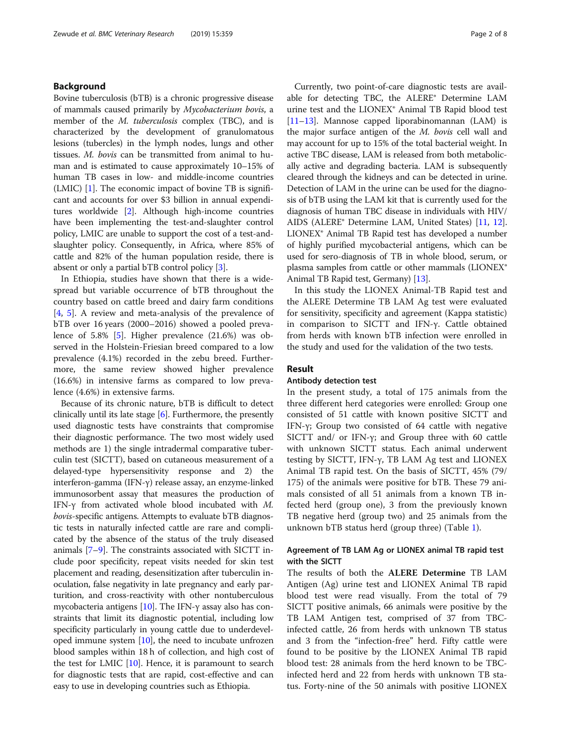## Background

Bovine tuberculosis (bTB) is a chronic progressive disease of mammals caused primarily by *Mycobacterium bovis*, a member of the *M. tuberculosis* complex (TBC), and is characterized by the development of granulomatous lesions (tubercles) in the lymph nodes, lungs and other tissues. *M. bovis* can be transmitted from animal to human and is estimated to cause approximately 10–15% of human TB cases in low- and middle-income countries (LMIC) [1]. The economic impact of bovine TB is significant and accounts for over $3 billion in annual expenditures worldwide [2]. Although high-income countries have been implementing the test-and-slaughter control policy, LMIC are unable to support the cost of a test-and-slaughter policy. Consequently, in Africa, where 85% of cattle and 82% of the human population reside, there is absent or only a partial bTB control policy [3].

In Ethiopia, studies have shown that there is a widespread but variable occurrence of bTB throughout the country based on cattle breed and dairy farm conditions [4, 5]. A review and meta-analysis of the prevalence of bTB over 16 years (2000–2016) showed a pooled prevalence of 5.8% [5]. Higher prevalence (21.6%) was observed in the Holstein-Friesian breed compared to a low prevalence (4.1%) recorded in the zebu breed. Furthermore, the same review showed higher prevalence (16.6%) in intensive farms as compared to low prevalence (4.6%) in extensive farms.

Because of its chronic nature, bTB is difficult to detect clinically until its late stage [6]. Furthermore, the presently used diagnostic tests have constraints that compromise their diagnostic performance. The two most widely used methods are 1) the single intradermal comparative tuberculin test (SICTT), based on cutaneous measurement of a delayed-type hypersensitivity response and 2) the interferon-gamma (IFN-γ) release assay, an enzyme-linked immunosorbent assay that measures the production of IFN-γ from activated whole blood incubated with *M. bovis*-specific antigens. Attempts to evaluate bTB diagnostic tests in naturally infected cattle are rare and complicated by the absence of the status of the truly diseased animals [7–9]. The constraints associated with SICTT include poor specificity, repeat visits needed for skin test placement and reading, desensitization after tuberculin inoculation, false negativity in late pregnancy and early parturition, and cross-reactivity with other nontuberculous mycobacteria antigens [10]. The IFN-γ assay also has constraints that limit its diagnostic potential, including low specificity particularly in young cattle due to underdeveloped immune system [10], the need to incubate unfrozen blood samples within 18 h of collection, and high cost of the test for LMIC [10]. Hence, it is paramount to search for diagnostic tests that are rapid, cost-effective and can easy to use in developing countries such as Ethiopia.

Currently, two point-of-care diagnostic tests are available for detecting TBC, the ALERE® Determine LAM urine test and the LIONEX® Animal TB Rapid blood test [11–13]. Mannose capped liporabinomannan (LAM) is the major surface antigen of the *M. bovis* cell wall and may account for up to 15% of the total bacterial weight. In active TBC disease, LAM is released from both metabolically active and degrading bacteria. LAM is subsequently cleared through the kidneys and can be detected in urine. Detection of LAM in the urine can be used for the diagnosis of bTB using the LAM kit that is currently used for the diagnosis of human TBC disease in individuals with HIV/AIDS (ALERE® Determine LAM, United States) [11, 12]. LIONEX® Animal TB Rapid test has developed a number of highly purified mycobacterial antigens, which can be used for sero-diagnosis of TB in whole blood, serum, or plasma samples from cattle or other mammals (LIONEX® Animal TB Rapid test, Germany) [13].

In this study the LIONEX Animal-TB Rapid test and the ALERE Determine TB LAM Ag test were evaluated for sensitivity, specificity and agreement (Kappa statistic) in comparison to SICTT and IFN-γ. Cattle obtained from herds with known bTB infection were enrolled in the study and used for the validation of the two tests.

## Result

### Antibody detection test

In the present study, a total of 175 animals from the three different herd categories were enrolled: Group one consisted of 51 cattle with known positive SICTT and IFN-γ; Group two consisted of 64 cattle with negative SICTT and/ or IFN-γ; and Group three with 60 cattle with unknown SICTT status. Each animal underwent testing by SICTT, IFN-γ, TB LAM Ag test and LIONEX Animal TB rapid test. On the basis of SICTT, 45% (79/175) of the animals were positive for bTB. These 79 animals consisted of all 51 animals from a known TB infected herd (group one), 3 from the previously known TB negative herd (group two) and 25 animals from the unknown bTB status herd (group three) (Table 1).

### Agreement of TB LAM Ag or LIONEX animal TB rapid test with the SICTT

The results of both the **ALERE Determine** TB LAM Antigen (Ag) urine test and LIONEX Animal TB rapid blood test were read visually. From the total of 79 SICTT positive animals, 66 animals were positive by the TB LAM Antigen test, comprised of 37 from TBC-infected cattle, 26 from herds with unknown TB status and 3 from the "infection-free" herd. Fifty cattle were found to be positive by the LIONEX Animal TB rapid blood test: 28 animals from the herd known to be TBC-infected herd and 22 from herds with unknown TB status. Forty-nine of the 50 animals with positive LIONEX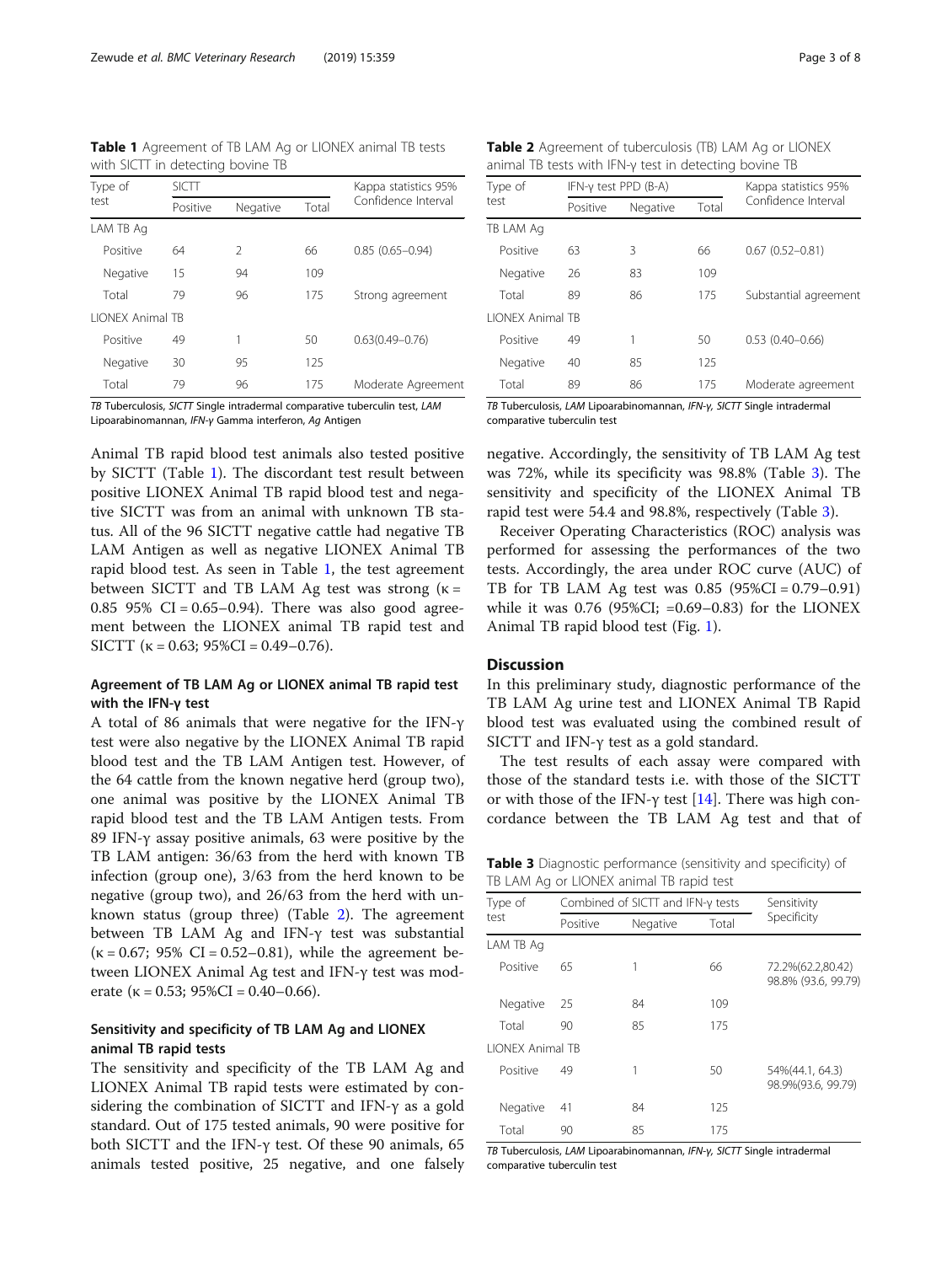**Table 1** Agreement of TB LAM Ag or LIONEX animal TB tests with SICTT in detecting bovine TB

| Type of test | SICTT | | | Kappa statistics 95% Confidence Interval |
|---|---|---|---|---|
| | Positive | Negative | Total | |
| LAM TB Ag | | | | |
| Positive | 64 | 2 | 66 | 0.85 (0.65–0.94) |
| Negative | 15 | 94 | 109 | |
| Total | 79 | 96 | 175 | Strong agreement |
| LIONEX Animal TB | | | | |
| Positive | 49 | 1 | 50 | 0.63(0.49–0.76) |
| Negative | 30 | 95 | 125 | |
| Total | 79 | 96 | 175 | Moderate Agreement |

*TB* Tuberculosis, *SICTT* Single intradermal comparative tuberculin test, *LAM* Lipoarabinomannan, *IFN-γ* Gamma interferon, *Ag* Antigen

Animal TB rapid blood test animals also tested positive by SICTT (Table 1). The discordant test result between positive LIONEX Animal TB rapid blood test and negative SICTT was from an animal with unknown TB status. All of the 96 SICTT negative cattle had negative TB LAM Antigen as well as negative LIONEX Animal TB rapid blood test. As seen in Table 1, the test agreement between SICTT and TB LAM Ag test was strong (κ = 0.85 95% CI = 0.65–0.94). There was also good agreement between the LIONEX animal TB rapid test and SICTT (κ = 0.63; 95%CI = 0.49–0.76).

### Agreement of TB LAM Ag or LIONEX animal TB rapid test with the IFN-γ test

A total of 86 animals that were negative for the IFN-γ test were also negative by the LIONEX Animal TB rapid blood test and the TB LAM Antigen test. However, of the 64 cattle from the known negative herd (group two), one animal was positive by the LIONEX Animal TB rapid blood test and the TB LAM Antigen tests. From 89 IFN-γ assay positive animals, 63 were positive by the TB LAM antigen: 36/63 from the herd with known TB infection (group one), 3/63 from the herd known to be negative (group two), and 26/63 from the herd with unknown status (group three) (Table 2). The agreement between TB LAM Ag and IFN-γ test was substantial (κ = 0.67; 95% CI = 0.52–0.81), while the agreement between LIONEX Animal Ag test and IFN-γ test was moderate (κ = 0.53; 95%CI = 0.40–0.66).

### Sensitivity and specificity of TB LAM Ag and LIONEX animal TB rapid tests

The sensitivity and specificity of the TB LAM Ag and LIONEX Animal TB rapid tests were estimated by considering the combination of SICTT and IFN-γ as a gold standard. Out of 175 tested animals, 90 were positive for both SICTT and the IFN-γ test. Of these 90 animals, 65 animals tested positive, 25 negative, and one falsely negative. Accordingly, the sensitivity of TB LAM Ag test was 72%, while its specificity was 98.8% (Table 3). The sensitivity and specificity of the LIONEX Animal TB rapid test were 54.4 and 98.8%, respectively (Table 3).

**Table 2** Agreement of tuberculosis (TB) LAM Ag or LIONEX animal TB tests with IFN-γ test in detecting bovine TB

| Type of test | IFN-γ test PPD (B-A) | | | Kappa statistics 95% Confidence Interval |
|---|---|---|---|---|
| | Positive | Negative | Total | |
| TB LAM Ag | | | | |
| Positive | 63 | 3 | 66 | 0.67 (0.52–0.81) |
| Negative | 26 | 83 | 109 | |
| Total | 89 | 86 | 175 | Substantial agreement |
| LIONEX Animal TB | | | | |
| Positive | 49 | 1 | 50 | 0.53 (0.40–0.66) |
| Negative | 40 | 85 | 125 | |
| Total | 89 | 86 | 175 | Moderate agreement |

*TB* Tuberculosis, *LAM* Lipoarabinomannan, *IFN-γ*, *SICTT* Single intradermal comparative tuberculin test

Receiver Operating Characteristics (ROC) analysis was performed for assessing the performances of the two tests. Accordingly, the area under ROC curve (AUC) of TB for TB LAM Ag test was 0.85 (95%CI = 0.79–0.91) while it was 0.76 (95%CI; =0.69–0.83) for the LIONEX Animal TB rapid blood test (Fig. 1).

## Discussion

In this preliminary study, diagnostic performance of the TB LAM Ag urine test and LIONEX Animal TB Rapid blood test was evaluated using the combined result of SICTT and IFN-γ test as a gold standard.

The test results of each assay were compared with those of the standard tests i.e. with those of the SICTT or with those of the IFN-γ test [14]. There was high concordance between the TB LAM Ag test and that of

**Table 3** Diagnostic performance (sensitivity and specificity) of TB LAM Ag or LIONEX animal TB rapid test

| Type of test | Combined of SICTT and IFN-γ tests | | | Sensitivity Specificity |
|---|---|---|---|---|
| | Positive | Negative | Total | |
| LAM TB Ag | | | | |
| Positive | 65 | 1 | 66 | 72.2%(62.2,80.42) 98.8% (93.6, 99.79) |
| Negative | 25 | 84 | 109 | |
| Total | 90 | 85 | 175 | |
| LIONEX Animal TB | | | | |
| Positive | 49 | 1 | 50 | 54%(44.1, 64.3) 98.9%(93.6, 99.79) |
| Negative | 41 | 84 | 125 | |
| Total | 90 | 85 | 175 | |

*TB* Tuberculosis, *LAM* Lipoarabinomannan, *IFN-γ*, *SICTT* Single intradermal comparative tuberculin test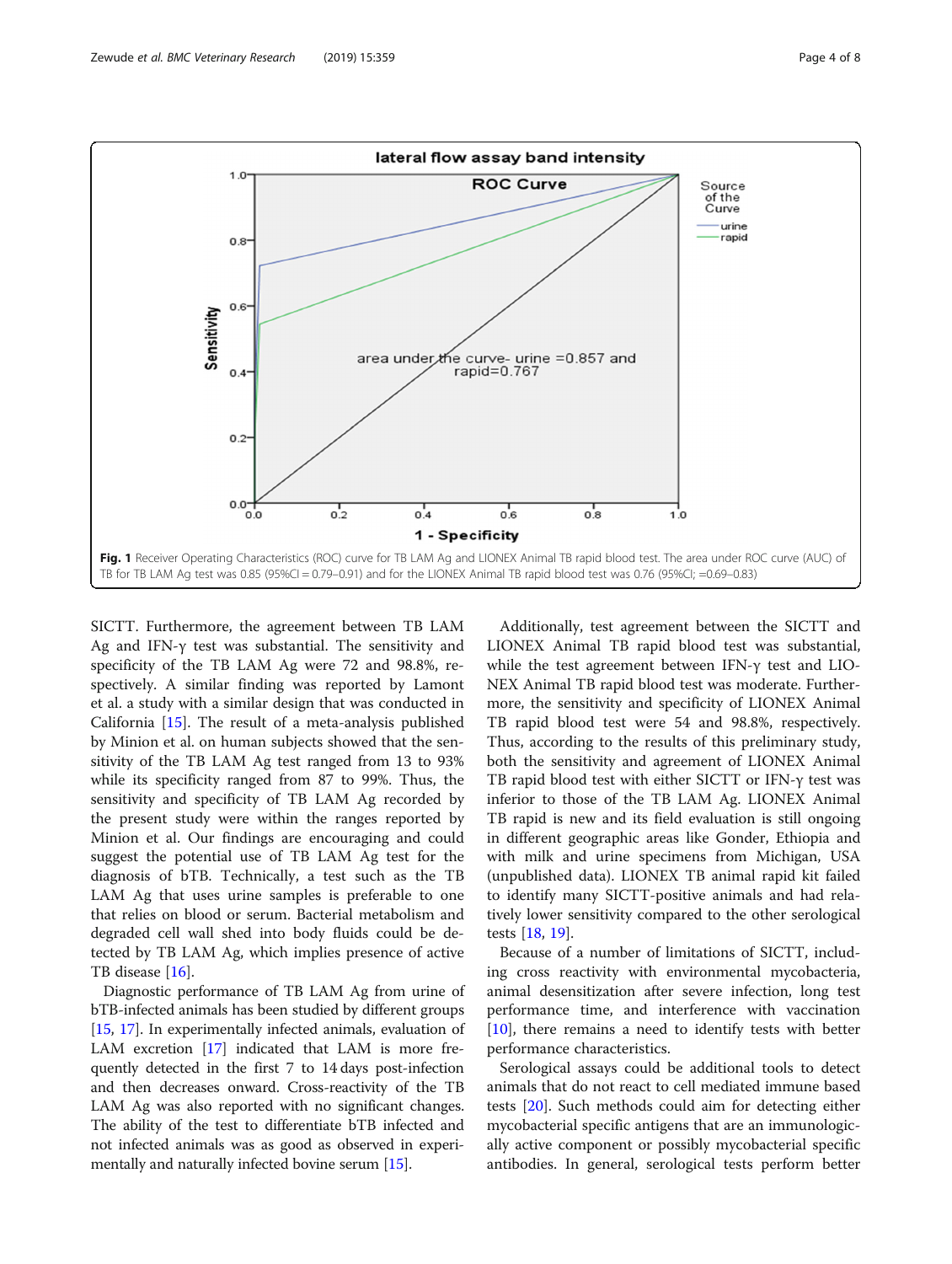**Fig. 1** Receiver Operating Characteristics (ROC) curve for TB LAM Ag and LIONEX Animal TB rapid blood test. The area under ROC curve (AUC) of TB for TB LAM Ag test was 0.85 (95%CI = 0.79–0.91) and for the LIONEX Animal TB rapid blood test was 0.76 (95%CI; =0.69–0.83)

SICTT. Furthermore, the agreement between TB LAM Ag and IFN-γ test was substantial. The sensitivity and specificity of the TB LAM Ag were 72 and 98.8%, respectively. A similar finding was reported by Lamont et al. a study with a similar design that was conducted in California [15]. The result of a meta-analysis published by Minion et al. on human subjects showed that the sensitivity of the TB LAM Ag test ranged from 13 to 93% while its specificity ranged from 87 to 99%. Thus, the sensitivity and specificity of TB LAM Ag recorded by the present study were within the ranges reported by Minion et al. Our findings are encouraging and could suggest the potential use of TB LAM Ag test for the diagnosis of bTB. Technically, a test such as the TB LAM Ag that uses urine samples is preferable to one that relies on blood or serum. Bacterial metabolism and degraded cell wall shed into body fluids could be detected by TB LAM Ag, which implies presence of active TB disease [16].

Diagnostic performance of TB LAM Ag from urine of bTB-infected animals has been studied by different groups [15, 17]. In experimentally infected animals, evaluation of LAM excretion [17] indicated that LAM is more frequently detected in the first 7 to 14 days post-infection and then decreases onward. Cross-reactivity of the TB LAM Ag was also reported with no significant changes. The ability of the test to differentiate bTB infected and not infected animals was as good as observed in experimentally and naturally infected bovine serum [15].

Additionally, test agreement between the SICTT and LIONEX Animal TB rapid blood test was substantial, while the test agreement between IFN-γ test and LIONEX Animal TB rapid blood test was moderate. Furthermore, the sensitivity and specificity of LIONEX Animal TB rapid blood test were 54 and 98.8%, respectively. Thus, according to the results of this preliminary study, both the sensitivity and agreement of LIONEX Animal TB rapid blood test with either SICTT or IFN-γ test was inferior to those of the TB LAM Ag. LIONEX Animal TB rapid is new and its field evaluation is still ongoing in different geographic areas like Gonder, Ethiopia and with milk and urine specimens from Michigan, USA (unpublished data). LIONEX TB animal rapid kit failed to identify many SICTT-positive animals and had relatively lower sensitivity compared to the other serological tests [18, 19].

Because of a number of limitations of SICTT, including cross reactivity with environmental mycobacteria, animal desensitization after severe infection, long test performance time, and interference with vaccination [10], there remains a need to identify tests with better performance characteristics.

Serological assays could be additional tools to detect animals that do not react to cell mediated immune based tests [20]. Such methods could aim for detecting either mycobacterial specific antigens that are an immunologically active component or possibly mycobacterial specific antibodies. In general, serological tests perform better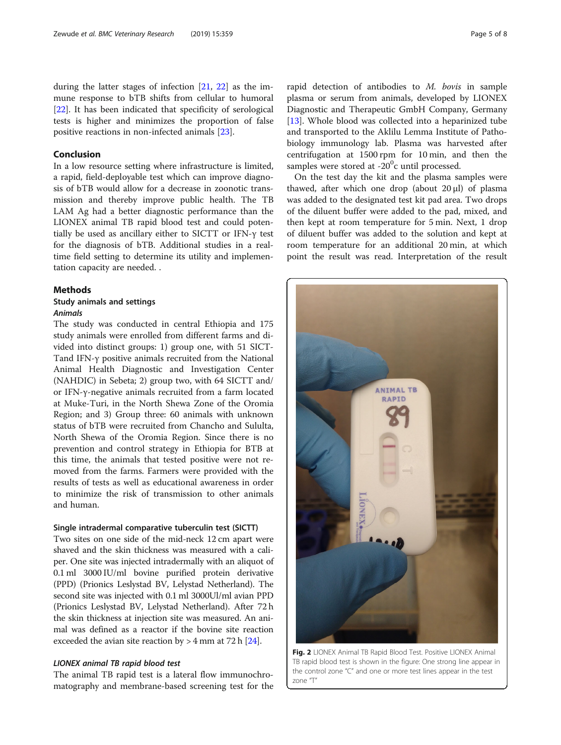during the latter stages of infection [21, 22] as the immune response to bTB shifts from cellular to humoral [22]. It has been indicated that specificity of serological tests is higher and minimizes the proportion of false positive reactions in non-infected animals [23].

## Conclusion

In a low resource setting where infrastructure is limited, a rapid, field-deployable test which can improve diagnosis of bTB would allow for a decrease in zoonotic transmission and thereby improve public health. The TB LAM Ag had a better diagnostic performance than the LIONEX animal TB rapid blood test and could potentially be used as ancillary either to SICTT or IFN-γ test for the diagnosis of bTB. Additional studies in a real-time field setting to determine its utility and implementation capacity are needed. .

## Methods

### Study animals and settings

#### *Animals*

The study was conducted in central Ethiopia and 175 study animals were enrolled from different farms and divided into distinct groups: 1) group one, with 51 SICT-Tand IFN-γ positive animals recruited from the National Animal Health Diagnostic and Investigation Center (NAHDIC) in Sebeta; 2) group two, with 64 SICTT and/or IFN-γ-negative animals recruited from a farm located at Muke-Turi, in the North Shewa Zone of the Oromia Region; and 3) Group three: 60 animals with unknown status of bTB were recruited from Chancho and Sululta, North Shewa of the Oromia Region. Since there is no prevention and control strategy in Ethiopia for BTB at this time, the animals that tested positive were not removed from the farms. Farmers were provided with the results of tests as well as educational awareness in order to minimize the risk of transmission to other animals and human.

### Single intradermal comparative tuberculin test (SICTT)

Two sites on one side of the mid-neck 12 cm apart were shaved and the skin thickness was measured with a caliper. One site was injected intradermally with an aliquot of 0.1 ml 3000 IU/ml bovine purified protein derivative (PPD) (Prionics Leslystad BV, Lelystad Netherland). The second site was injected with 0.1 ml 3000Ul/ml avian PPD (Prionics Leslystad BV, Lelystad Netherland). After 72 h the skin thickness at injection site was measured. An animal was defined as a reactor if the bovine site reaction exceeded the avian site reaction by > 4 mm at 72 h [24].

#### *LIONEX animal TB rapid blood test*

The animal TB rapid test is a lateral flow immunochromatography and membrane-based screening test for the rapid detection of antibodies to *M. bovis* in sample plasma or serum from animals, developed by LIONEX Diagnostic and Therapeutic GmbH Company, Germany [13]. Whole blood was collected into a heparinized tube and transported to the Aklilu Lemma Institute of Pathobiology immunology lab. Plasma was harvested after centrifugation at 1500 rpm for 10 min, and then the samples were stored at -20$^0$c until processed.

On the test day the kit and the plasma samples were thawed, after which one drop (about 20 μl) of plasma was added to the designated test kit pad area. Two drops of the diluent buffer were added to the pad, mixed, and then kept at room temperature for 5 min. Next, 1 drop of diluent buffer was added to the solution and kept at room temperature for an additional 20 min, at which point the result was read. Interpretation of the result

**Fig. 2** LIONEX Animal TB Rapid Blood Test. Positive LIONEX Animal TB rapid blood test is shown in the figure: One strong line appear in the control zone "C" and one or more test lines appear in the test zone "T"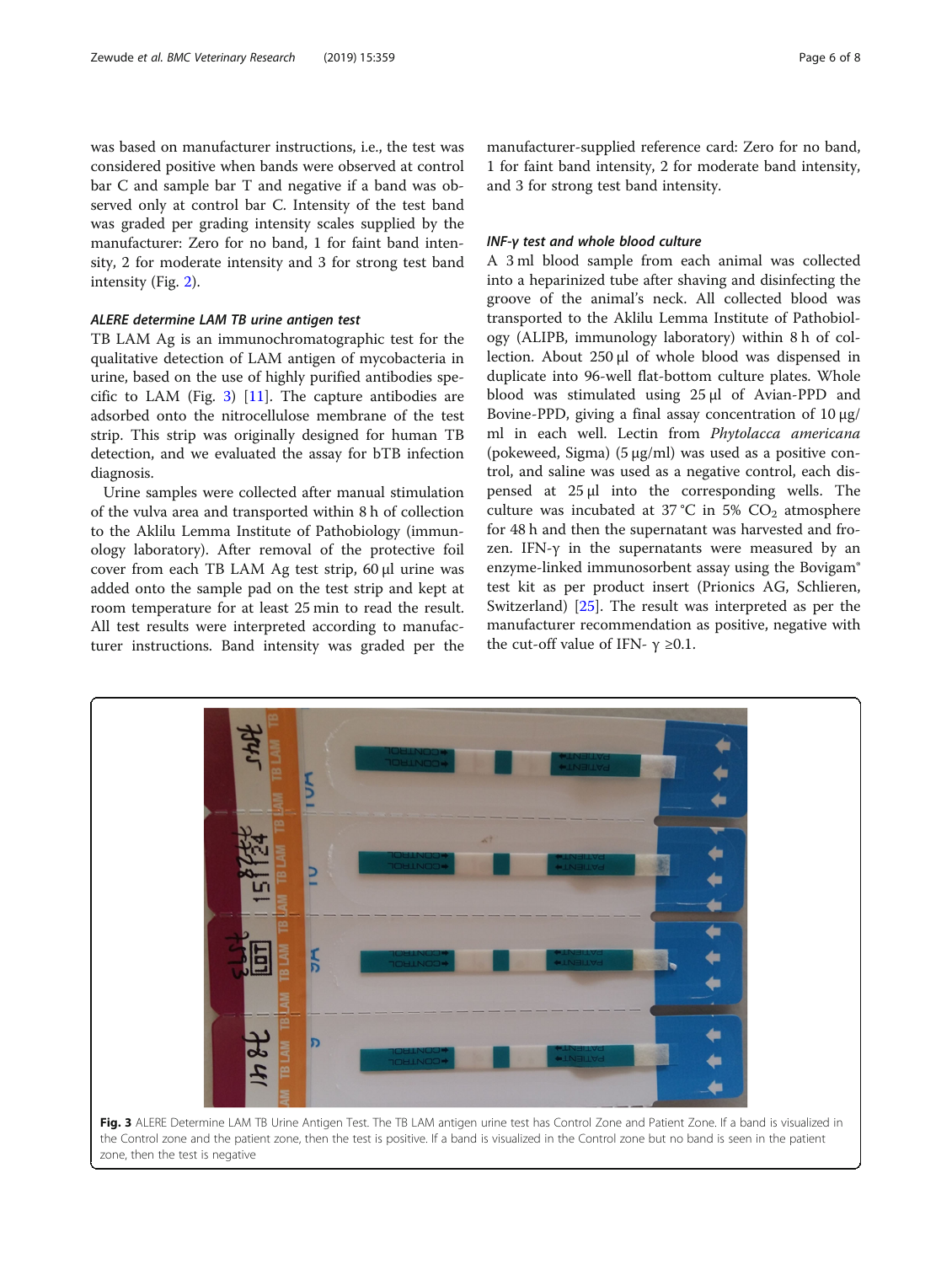was based on manufacturer instructions, i.e., the test was considered positive when bands were observed at control bar C and sample bar T and negative if a band was observed only at control bar C. Intensity of the test band was graded per grading intensity scales supplied by the manufacturer: Zero for no band, 1 for faint band intensity, 2 for moderate intensity and 3 for strong test band intensity (Fig. 2).

### *ALERE determine LAM TB urine antigen test*

TB LAM Ag is an immunochromatographic test for the qualitative detection of LAM antigen of mycobacteria in urine, based on the use of highly purified antibodies specific to LAM (Fig. 3) [11]. The capture antibodies are adsorbed onto the nitrocellulose membrane of the test strip. This strip was originally designed for human TB detection, and we evaluated the assay for bTB infection diagnosis.

Urine samples were collected after manual stimulation of the vulva area and transported within 8 h of collection to the Aklilu Lemma Institute of Pathobiology (immunology laboratory). After removal of the protective foil cover from each TB LAM Ag test strip, 60 μl urine was added onto the sample pad on the test strip and kept at room temperature for at least 25 min to read the result. All test results were interpreted according to manufacturer instructions. Band intensity was graded per the manufacturer-supplied reference card: Zero for no band, 1 for faint band intensity, 2 for moderate band intensity, and 3 for strong test band intensity.

### *INF-γ test and whole blood culture*

A 3 ml blood sample from each animal was collected into a heparinized tube after shaving and disinfecting the groove of the animal's neck. All collected blood was transported to the Aklilu Lemma Institute of Pathobiology (ALIPB, immunology laboratory) within 8 h of collection. About 250 μl of whole blood was dispensed in duplicate into 96-well flat-bottom culture plates. Whole blood was stimulated using 25 μl of Avian-PPD and Bovine-PPD, giving a final assay concentration of 10 μg/ml in each well. Lectin from *Phytolacca americana* (pokeweed, Sigma) (5 μg/ml) was used as a positive control, and saline was used as a negative control, each dispensed at 25 μl into the corresponding wells. The culture was incubated at 37 °C in 5% $CO_2$ atmosphere for 48 h and then the supernatant was harvested and frozen. IFN-γ in the supernatants were measured by an enzyme-linked immunosorbent assay using the Bovigam® test kit as per product insert (Prionics AG, Schlieren, Switzerland) [25]. The result was interpreted as per the manufacturer recommendation as positive, negative with the cut-off value of IFN- γ ≥0.1.

**Fig. 3** ALERE Determine LAM TB Urine Antigen Test. The TB LAM antigen urine test has Control Zone and Patient Zone. If a band is visualized in the Control zone and the patient zone, then the test is positive. If a band is visualized in the Control zone but no band is seen in the patient zone, then the test is negative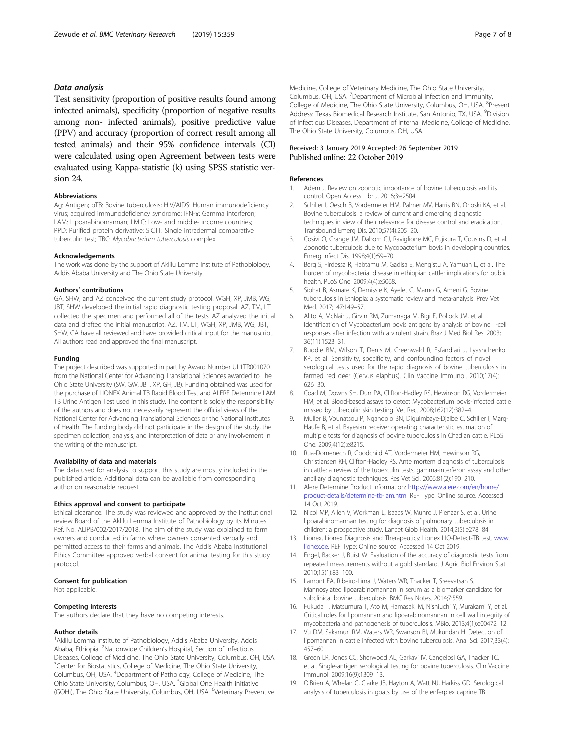### Data analysis

Test sensitivity (proportion of positive results found among infected animals), specificity (proportion of negative results among non- infected animals), positive predictive value (PPV) and accuracy (proportion of correct result among all tested animals) and their 95% confidence intervals (CI) were calculated using open Agreement between tests were evaluated using Kappa-statistic (k) using SPSS statistic version 24.

#### Abbreviations

Ag: Antigen; bTB: Bovine tuberculosis; HIV/AIDS: Human immunodeficiency virus; acquired immunodeficiency syndrome; IFN-ɤ: Gamma interferon; LAM: Lipoarabinomannan; LMIC: Low- and middle- income countries; PPD: Purified protein derivative; SICTT: Single intradermal comparative tuberculin test; TBC: *Mycobacterium tuberculosis* complex

#### Acknowledgements

The work was done by the support of Aklilu Lemma Institute of Pathobiology, Addis Ababa University and The Ohio State University.

#### Authors' contributions

GA, SHW, and AZ conceived the current study protocol. WGH, XP, JMB, WG, JBT, SHW developed the initial rapid diagnostic testing proposal. AZ, TM, LT collected the specimen and performed all of the tests. AZ analyzed the initial data and drafted the initial manuscript. AZ, TM, LT, WGH, XP, JMB, WG, JBT, SHW, GA have all reviewed and have provided critical input for the manuscript. All authors read and approved the final manuscript.

#### Funding

The project described was supported in part by Award Number UL1TR001070 from the National Center for Advancing Translational Sciences awarded to The Ohio State University (SW, GW, JBT, XP, GH, JB). Funding obtained was used for the purchase of LIONEX Animal TB Rapid Blood Test and ALERE Determine LAM TB Urine Antigen Test used in this study. The content is solely the responsibility of the authors and does not necessarily represent the official views of the National Center for Advancing Translational Sciences or the National Institutes of Health. The funding body did not participate in the design of the study, the specimen collection, analysis, and interpretation of data or any involvement in the writing of the manuscript.

#### Availability of data and materials

The data used for analysis to support this study are mostly included in the published article. Additional data can be available from corresponding author on reasonable request.

#### Ethics approval and consent to participate

Ethical clearance: The study was reviewed and approved by the Institutional review Board of the Aklilu Lemma Institute of Pathobiology by its Minutes Ref. No. ALIPB/002/2017/2018. The aim of the study was explained to farm owners and conducted in farms where owners consented verbally and permitted access to their farms and animals. The Addis Ababa Institutional Ethics Committee approved verbal consent for animal testing for this study protocol.

#### Consent for publication

Not applicable.

#### Competing interests

The authors declare that they have no competing interests.

#### Author details

[1]Aklilu Lemma Institute of Pathobiology, Addis Ababa University, Addis Ababa, Ethiopia. [2]Nationwide Children's Hospital, Section of Infectious Diseases, College of Medicine, The Ohio State University, Columbus, OH, USA. [3]Center for Biostatistics, College of Medicine, The Ohio State University, Columbus, OH, USA. [4]Department of Pathology, College of Medicine, The Ohio State University, Columbus, OH, USA. [5]Global One Health initiative (GOHi), The Ohio State University, Columbus, OH, USA. [6]Veterinary Preventive Medicine, College of Veterinary Medicine, The Ohio State University, Columbus, OH, USA. [7]Department of Microbial Infection and Immunity, College of Medicine, The Ohio State University, Columbus, OH, USA. [8]Present Address: Texas Biomedical Research Institute, San Antonio, TX, USA. [9]Division of Infectious Diseases, Department of Internal Medicine, College of Medicine, The Ohio State University, Columbus, OH, USA.

Received: 3 January 2019 Accepted: 26 September 2019
Published online: 22 October 2019

#### References

1. Adem J. Review on zoonotic importance of bovine tuberculosis and its control. Open Access Libr J. 2016;3:e2504.
2. Schiller I, Oesch B, Vordermeier HM, Palmer MV, Harris BN, Orloski KA, et al. Bovine tuberculosis: a review of current and emerging diagnostic techniques in view of their relevance for disease control and eradication. Transbound Emerg Dis. 2010;57(4):205–20.
3. Cosivi O, Grange JM, Daborn CJ, Raviglione MC, Fujikura T, Cousins D, et al. Zoonotic tuberculosis due to Mycobacterium bovis in developing countries. Emerg Infect Dis. 1998;4(1):59–70.
4. Berg S, Firdessa R, Habtamu M, Gadisa E, Mengistu A, Yamuah L, et al. The burden of mycobacterial disease in ethiopian cattle: implications for public health. PLoS One. 2009;4(4):e5068.
5. Sibhat B, Asmare K, Demissie K, Ayelet G, Mamo G, Ameni G. Bovine tuberculosis in Ethiopia: a systematic review and meta-analysis. Prev Vet Med. 2017;147:149–57.
6. Alito A, McNair J, Girvin RM, Zumarraga M, Bigi F, Pollock JM, et al. Identification of Mycobacterium bovis antigens by analysis of bovine T-cell responses after infection with a virulent strain. Braz J Med Biol Res. 2003; 36(11):1523–31.
7. Buddle BM, Wilson T, Denis M, Greenwald R, Esfandiari J, Lyashchenko KP, et al. Sensitivity, specificity, and confounding factors of novel serological tests used for the rapid diagnosis of bovine tuberculosis in farmed red deer (Cervus elaphus). Clin Vaccine Immunol. 2010;17(4): 626–30.
8. Coad M, Downs SH, Durr PA, Clifton-Hadley RS, Hewinson RG, Vordermeier HM, et al. Blood-based assays to detect Mycobacterium bovis-infected cattle missed by tuberculin skin testing. Vet Rec. 2008;162(12):382–4.
9. Muller B, Vounatsou P, Ngandolo BN, Diguimbaye-Djaibe C, Schiller I, Marg-Haufe B, et al. Bayesian receiver operating characteristic estimation of multiple tests for diagnosis of bovine tuberculosis in Chadian cattle. PLoS One. 2009;4(12):e8215.
10. Rua-Domenech R, Goodchild AT, Vordermeier HM, Hewinson RG, Christiansen KH, Clifton-Hadley RS. Ante mortem diagnosis of tuberculosis in cattle: a review of the tuberculin tests, gamma-interferon assay and other ancillary diagnostic techniques. Res Vet Sci. 2006;81(2):190–210.
11. Alere Determine Product Information: https://www.alere.com/en/home/product-details/determine-tb-lam.html REF Type: Online source. Accessed 14 Oct 2019.
12. Nicol MP, Allen V, Workman L, Isaacs W, Munro J, Pienaar S, et al. Urine lipoarabinomannan testing for diagnosis of pulmonary tuberculosis in children: a prospective study. Lancet Glob Health. 2014;2(5):e278–84.
13. Lionex, Lionex Diagnosis and Therapeutics: Lionex LIO-Detect-TB test. www.lionex.de. REF Type: Online source. Accessed 14 Oct 2019.
14. Engel, Backer J, Buist W. Evaluation of the accuracy of diagnostic tests from repeated measurements without a gold standard. J Agric Biol Environ Stat. 2010;15(1):83–100.
15. Lamont EA, Ribeiro-Lima J, Waters WR, Thacker T, Sreevatsan S. Mannosylated lipoarabinomannan in serum as a biomarker candidate for subclinical bovine tuberculosis. BMC Res Notes. 2014;7:559.
16. Fukuda T, Matsumura T, Ato M, Hamasaki M, Nishiuchi Y, Murakami Y, et al. Critical roles for lipomannan and lipoarabinomannan in cell wall integrity of mycobacteria and pathogenesis of tuberculosis. MBio. 2013;4(1):e00472–12.
17. Vu DM, Sakamuri RM, Waters WR, Swanson BI, Mukundan H. Detection of lipomannan in cattle infected with bovine tuberculosis. Anal Sci. 2017;33(4): 457–60.
18. Green LR, Jones CC, Sherwood AL, Garkavi IV, Cangelosi GA, Thacker TC, et al. Single-antigen serological testing for bovine tuberculosis. Clin Vaccine Immunol. 2009;16(9):1309–13.
19. O'Brien A, Whelan C, Clarke JB, Hayton A, Watt NJ, Harkiss GD. Serological analysis of tuberculosis in goats by use of the enferplex caprine TB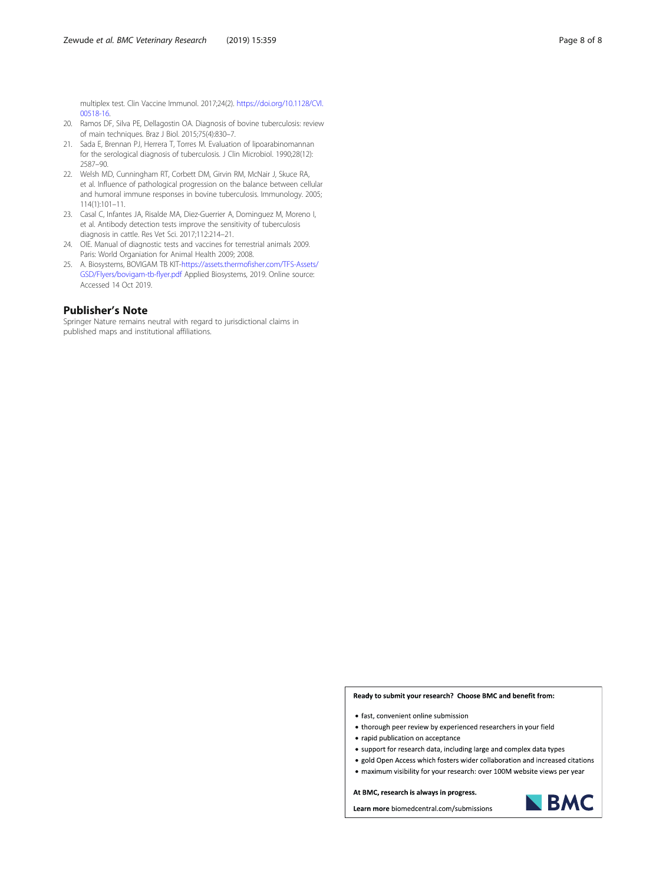multiplex test. Clin Vaccine Immunol. 2017;24(2). https://doi.org/10.1128/CVI.00518-16.

20. Ramos DF, Silva PE, Dellagostin OA. Diagnosis of bovine tuberculosis: review of main techniques. Braz J Biol. 2015;75(4):830–7.
21. Sada E, Brennan PJ, Herrera T, Torres M. Evaluation of lipoarabinomannan for the serological diagnosis of tuberculosis. J Clin Microbiol. 1990;28(12):2587–90.
22. Welsh MD, Cunningham RT, Corbett DM, Girvin RM, McNair J, Skuce RA, et al. Influence of pathological progression on the balance between cellular and humoral immune responses in bovine tuberculosis. Immunology. 2005;114(1):101–11.
23. Casal C, Infantes JA, Risalde MA, Diez-Guerrier A, Dominguez M, Moreno I, et al. Antibody detection tests improve the sensitivity of tuberculosis diagnosis in cattle. Res Vet Sci. 2017;112:214–21.
24. OIE. Manual of diagnostic tests and vaccines for terrestrial animals 2009. Paris: World Organiation for Animal Health 2009; 2008.
25. A. Biosystems, BOVIGAM TB KIT-https://assets.thermofisher.com/TFS-Assets/GSD/Flyers/bovigam-tb-flyer.pdf Applied Biosystems, 2019. Online source: Accessed 14 Oct 2019.

## Publisher's Note

Springer Nature remains neutral with regard to jurisdictional claims in published maps and institutional affiliations.

**Ready to submit your research? Choose BMC and benefit from:**

- fast, convenient online submission
- thorough peer review by experienced researchers in your field
- rapid publication on acceptance
- support for research data, including large and complex data types
- gold Open Access which fosters wider collaboration and increased citations
- maximum visibility for your research: over 100M website views per year

**At BMC, research is always in progress.**

**Learn more** biomedcentral.com/submissions

BMC